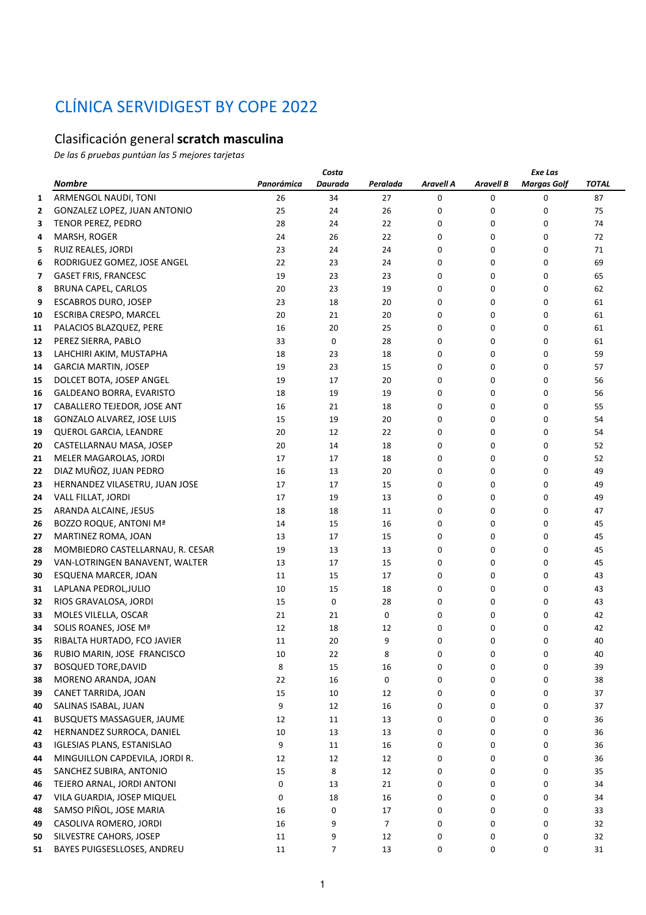# CLÍNICA SERVIDIGEST BY COPE 2022

## Clasificación general **scratch masculina**

*De las 6 pruebas puntúan las 5 mejores tarjetas*

| | Nombre | Panorámica | Costa Daurada | Peralada | Aravell A | Aravell B | Exe Las Margas Golf | TOTAL |
|---|---|---|---|---|---|---|---|---|
| 1 | ARMENGOL NAUDI, TONI | 26 | 34 | 27 | 0 | 0 | 0 | 87 |
| 2 | GONZALEZ LOPEZ, JUAN ANTONIO | 25 | 24 | 26 | 0 | 0 | 0 | 75 |
| 3 | TENOR PEREZ, PEDRO | 28 | 24 | 22 | 0 | 0 | 0 | 74 |
| 4 | MARSH, ROGER | 24 | 26 | 22 | 0 | 0 | 0 | 72 |
| 5 | RUIZ REALES, JORDI | 23 | 24 | 24 | 0 | 0 | 0 | 71 |
| 6 | RODRIGUEZ GOMEZ, JOSE ANGEL | 22 | 23 | 24 | 0 | 0 | 0 | 69 |
| 7 | GASET FRIS, FRANCESC | 19 | 23 | 23 | 0 | 0 | 0 | 65 |
| 8 | BRUNA CAPEL, CARLOS | 20 | 23 | 19 | 0 | 0 | 0 | 62 |
| 9 | ESCABROS DURO, JOSEP | 23 | 18 | 20 | 0 | 0 | 0 | 61 |
| 10 | ESCRIBA CRESPO, MARCEL | 20 | 21 | 20 | 0 | 0 | 0 | 61 |
| 11 | PALACIOS BLAZQUEZ, PERE | 16 | 20 | 25 | 0 | 0 | 0 | 61 |
| 12 | PEREZ SIERRA, PABLO | 33 | 0 | 28 | 0 | 0 | 0 | 61 |
| 13 | LAHCHIRI AKIM, MUSTAPHA | 18 | 23 | 18 | 0 | 0 | 0 | 59 |
| 14 | GARCIA MARTIN, JOSEP | 19 | 23 | 15 | 0 | 0 | 0 | 57 |
| 15 | DOLCET BOTA, JOSEP ANGEL | 19 | 17 | 20 | 0 | 0 | 0 | 56 |
| 16 | GALDEANO BORRA, EVARISTO | 18 | 19 | 19 | 0 | 0 | 0 | 56 |
| 17 | CABALLERO TEJEDOR, JOSE ANT | 16 | 21 | 18 | 0 | 0 | 0 | 55 |
| 18 | GONZALO ALVAREZ, JOSE LUIS | 15 | 19 | 20 | 0 | 0 | 0 | 54 |
| 19 | QUEROL GARCIA, LEANDRE | 20 | 12 | 22 | 0 | 0 | 0 | 54 |
| 20 | CASTELLARNAU MASA, JOSEP | 20 | 14 | 18 | 0 | 0 | 0 | 52 |
| 21 | MELER MAGAROLAS, JORDI | 17 | 17 | 18 | 0 | 0 | 0 | 52 |
| 22 | DIAZ MUÑOZ, JUAN PEDRO | 16 | 13 | 20 | 0 | 0 | 0 | 49 |
| 23 | HERNANDEZ VILASETRU, JUAN JOSE | 17 | 17 | 15 | 0 | 0 | 0 | 49 |
| 24 | VALL FILLAT, JORDI | 17 | 19 | 13 | 0 | 0 | 0 | 49 |
| 25 | ARANDA ALCAINE, JESUS | 18 | 18 | 11 | 0 | 0 | 0 | 47 |
| 26 | BOZZO ROQUE, ANTONI Mª | 14 | 15 | 16 | 0 | 0 | 0 | 45 |
| 27 | MARTINEZ ROMA, JOAN | 13 | 17 | 15 | 0 | 0 | 0 | 45 |
| 28 | MOMBIEDRO CASTELLARNAU, R. CESAR | 19 | 13 | 13 | 0 | 0 | 0 | 45 |
| 29 | VAN-LOTRINGEN BANAVENT, WALTER | 13 | 17 | 15 | 0 | 0 | 0 | 45 |
| 30 | ESQUENA MARCER, JOAN | 11 | 15 | 17 | 0 | 0 | 0 | 43 |
| 31 | LAPLANA PEDROL,JULIO | 10 | 15 | 18 | 0 | 0 | 0 | 43 |
| 32 | RIOS GRAVALOSA, JORDI | 15 | 0 | 28 | 0 | 0 | 0 | 43 |
| 33 | MOLES VILELLA, OSCAR | 21 | 21 | 0 | 0 | 0 | 0 | 42 |
| 34 | SOLIS ROANES, JOSE Mª | 12 | 18 | 12 | 0 | 0 | 0 | 42 |
| 35 | RIBALTA HURTADO, FCO JAVIER | 11 | 20 | 9 | 0 | 0 | 0 | 40 |
| 36 | RUBIO MARIN, JOSE FRANCISCO | 10 | 22 | 8 | 0 | 0 | 0 | 40 |
| 37 | BOSQUED TORE,DAVID | 8 | 15 | 16 | 0 | 0 | 0 | 39 |
| 38 | MORENO ARANDA, JOAN | 22 | 16 | 0 | 0 | 0 | 0 | 38 |
| 39 | CANET TARRIDA, JOAN | 15 | 10 | 12 | 0 | 0 | 0 | 37 |
| 40 | SALINAS ISABAL, JUAN | 9 | 12 | 16 | 0 | 0 | 0 | 37 |
| 41 | BUSQUETS MASSAGUER, JAUME | 12 | 11 | 13 | 0 | 0 | 0 | 36 |
| 42 | HERNANDEZ SURROCA, DANIEL | 10 | 13 | 13 | 0 | 0 | 0 | 36 |
| 43 | IGLESIAS PLANS, ESTANISLAO | 9 | 11 | 16 | 0 | 0 | 0 | 36 |
| 44 | MINGUILLON CAPDEVILA, JORDI R. | 12 | 12 | 12 | 0 | 0 | 0 | 36 |
| 45 | SANCHEZ SUBIRA, ANTONIO | 15 | 8 | 12 | 0 | 0 | 0 | 35 |
| 46 | TEJERO ARNAL, JORDI ANTONI | 0 | 13 | 21 | 0 | 0 | 0 | 34 |
| 47 | VILA GUARDIA, JOSEP MIQUEL | 0 | 18 | 16 | 0 | 0 | 0 | 34 |
| 48 | SAMSO PIÑOL, JOSE MARIA | 16 | 0 | 17 | 0 | 0 | 0 | 33 |
| 49 | CASOLIVA ROMERO, JORDI | 16 | 9 | 7 | 0 | 0 | 0 | 32 |
| 50 | SILVESTRE CAHORS, JOSEP | 11 | 9 | 12 | 0 | 0 | 0 | 32 |
| 51 | BAYES PUIGSESLLOSES, ANDREU | 11 | 7 | 13 | 0 | 0 | 0 | 31 |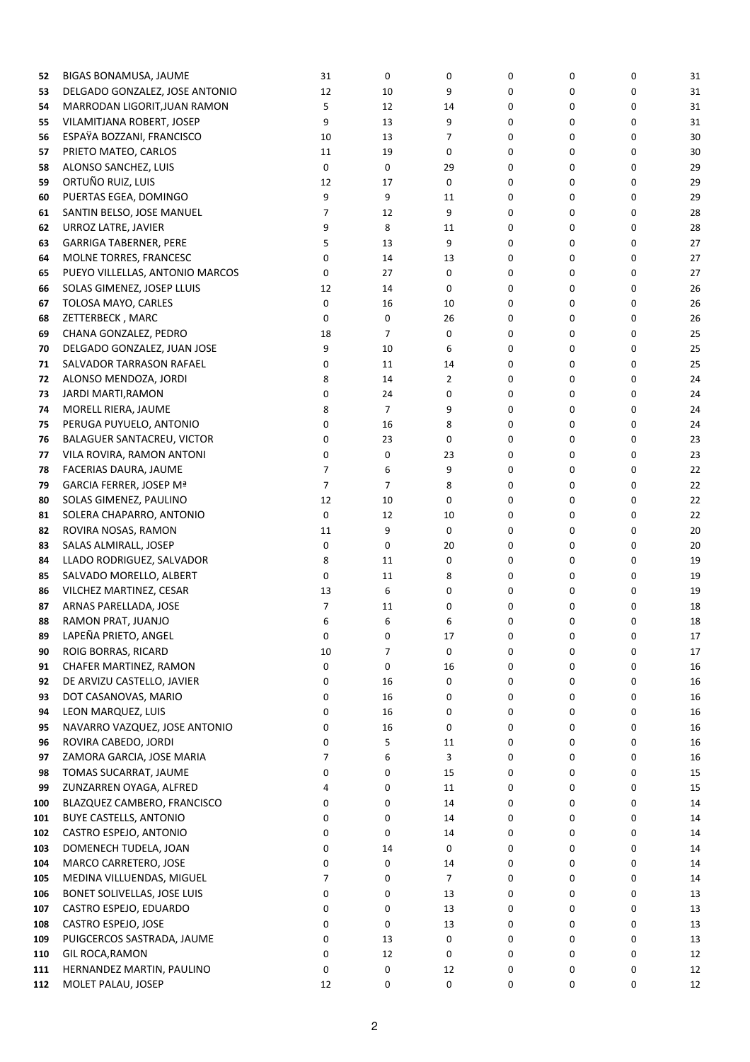| | | | | | | | | |
|---|---|---|---|---|---|---|---|---|
| 52 | BIGAS BONAMUSA, JAUME | 31 | 0 | 0 | 0 | 0 | 0 | 31 |
| 53 | DELGADO GONZALEZ, JOSE ANTONIO | 12 | 10 | 9 | 0 | 0 | 0 | 31 |
| 54 | MARRODAN LIGORIT,JUAN RAMON | 5 | 12 | 14 | 0 | 0 | 0 | 31 |
| 55 | VILAMITJANA ROBERT, JOSEP | 9 | 13 | 9 | 0 | 0 | 0 | 31 |
| 56 | ESPAŸA BOZZANI, FRANCISCO | 10 | 13 | 7 | 0 | 0 | 0 | 30 |
| 57 | PRIETO MATEO, CARLOS | 11 | 19 | 0 | 0 | 0 | 0 | 30 |
| 58 | ALONSO SANCHEZ, LUIS | 0 | 0 | 29 | 0 | 0 | 0 | 29 |
| 59 | ORTUÑO RUIZ, LUIS | 12 | 17 | 0 | 0 | 0 | 0 | 29 |
| 60 | PUERTAS EGEA, DOMINGO | 9 | 9 | 11 | 0 | 0 | 0 | 29 |
| 61 | SANTIN BELSO, JOSE MANUEL | 7 | 12 | 9 | 0 | 0 | 0 | 28 |
| 62 | URROZ LATRE, JAVIER | 9 | 8 | 11 | 0 | 0 | 0 | 28 |
| 63 | GARRIGA TABERNER, PERE | 5 | 13 | 9 | 0 | 0 | 0 | 27 |
| 64 | MOLNE TORRES, FRANCESC | 0 | 14 | 13 | 0 | 0 | 0 | 27 |
| 65 | PUEYO VILLELLAS, ANTONIO MARCOS | 0 | 27 | 0 | 0 | 0 | 0 | 27 |
| 66 | SOLAS GIMENEZ, JOSEP LLUIS | 12 | 14 | 0 | 0 | 0 | 0 | 26 |
| 67 | TOLOSA MAYO, CARLES | 0 | 16 | 10 | 0 | 0 | 0 | 26 |
| 68 | ZETTERBECK , MARC | 0 | 0 | 26 | 0 | 0 | 0 | 26 |
| 69 | CHANA GONZALEZ, PEDRO | 18 | 7 | 0 | 0 | 0 | 0 | 25 |
| 70 | DELGADO GONZALEZ, JUAN JOSE | 9 | 10 | 6 | 0 | 0 | 0 | 25 |
| 71 | SALVADOR TARRASON RAFAEL | 0 | 11 | 14 | 0 | 0 | 0 | 25 |
| 72 | ALONSO MENDOZA, JORDI | 8 | 14 | 2 | 0 | 0 | 0 | 24 |
| 73 | JARDI MARTI,RAMON | 0 | 24 | 0 | 0 | 0 | 0 | 24 |
| 74 | MORELL RIERA, JAUME | 8 | 7 | 9 | 0 | 0 | 0 | 24 |
| 75 | PERUGA PUYUELO, ANTONIO | 0 | 16 | 8 | 0 | 0 | 0 | 24 |
| 76 | BALAGUER SANTACREU, VICTOR | 0 | 23 | 0 | 0 | 0 | 0 | 23 |
| 77 | VILA ROVIRA, RAMON ANTONI | 0 | 0 | 23 | 0 | 0 | 0 | 23 |
| 78 | FACERIAS DAURA, JAUME | 7 | 6 | 9 | 0 | 0 | 0 | 22 |
| 79 | GARCIA FERRER, JOSEP Mª | 7 | 7 | 8 | 0 | 0 | 0 | 22 |
| 80 | SOLAS GIMENEZ, PAULINO | 12 | 10 | 0 | 0 | 0 | 0 | 22 |
| 81 | SOLERA CHAPARRO, ANTONIO | 0 | 12 | 10 | 0 | 0 | 0 | 22 |
| 82 | ROVIRA NOSAS, RAMON | 11 | 9 | 0 | 0 | 0 | 0 | 20 |
| 83 | SALAS ALMIRALL, JOSEP | 0 | 0 | 20 | 0 | 0 | 0 | 20 |
| 84 | LLADO RODRIGUEZ, SALVADOR | 8 | 11 | 0 | 0 | 0 | 0 | 19 |
| 85 | SALVADO MORELLO, ALBERT | 0 | 11 | 8 | 0 | 0 | 0 | 19 |
| 86 | VILCHEZ MARTINEZ, CESAR | 13 | 6 | 0 | 0 | 0 | 0 | 19 |
| 87 | ARNAS PARELLADA, JOSE | 7 | 11 | 0 | 0 | 0 | 0 | 18 |
| 88 | RAMON PRAT, JUANJO | 6 | 6 | 6 | 0 | 0 | 0 | 18 |
| 89 | LAPEÑA PRIETO, ANGEL | 0 | 0 | 17 | 0 | 0 | 0 | 17 |
| 90 | ROIG BORRAS, RICARD | 10 | 7 | 0 | 0 | 0 | 0 | 17 |
| 91 | CHAFER MARTINEZ, RAMON | 0 | 0 | 16 | 0 | 0 | 0 | 16 |
| 92 | DE ARVIZU CASTELLO, JAVIER | 0 | 16 | 0 | 0 | 0 | 0 | 16 |
| 93 | DOT CASANOVAS, MARIO | 0 | 16 | 0 | 0 | 0 | 0 | 16 |
| 94 | LEON MARQUEZ, LUIS | 0 | 16 | 0 | 0 | 0 | 0 | 16 |
| 95 | NAVARRO VAZQUEZ, JOSE ANTONIO | 0 | 16 | 0 | 0 | 0 | 0 | 16 |
| 96 | ROVIRA CABEDO, JORDI | 0 | 5 | 11 | 0 | 0 | 0 | 16 |
| 97 | ZAMORA GARCIA, JOSE MARIA | 7 | 6 | 3 | 0 | 0 | 0 | 16 |
| 98 | TOMAS SUCARRAT, JAUME | 0 | 0 | 15 | 0 | 0 | 0 | 15 |
| 99 | ZUNZARREN OYAGA, ALFRED | 4 | 0 | 11 | 0 | 0 | 0 | 15 |
| 100 | BLAZQUEZ CAMBERO, FRANCISCO | 0 | 0 | 14 | 0 | 0 | 0 | 14 |
| 101 | BUYE CASTELLS, ANTONIO | 0 | 0 | 14 | 0 | 0 | 0 | 14 |
| 102 | CASTRO ESPEJO, ANTONIO | 0 | 0 | 14 | 0 | 0 | 0 | 14 |
| 103 | DOMENECH TUDELA, JOAN | 0 | 14 | 0 | 0 | 0 | 0 | 14 |
| 104 | MARCO CARRETERO, JOSE | 0 | 0 | 14 | 0 | 0 | 0 | 14 |
| 105 | MEDINA VILLUENDAS, MIGUEL | 7 | 0 | 7 | 0 | 0 | 0 | 14 |
| 106 | BONET SOLIVELLAS, JOSE LUIS | 0 | 0 | 13 | 0 | 0 | 0 | 13 |
| 107 | CASTRO ESPEJO, EDUARDO | 0 | 0 | 13 | 0 | 0 | 0 | 13 |
| 108 | CASTRO ESPEJO, JOSE | 0 | 0 | 13 | 0 | 0 | 0 | 13 |
| 109 | PUIGCERCOS SASTRADA, JAUME | 0 | 13 | 0 | 0 | 0 | 0 | 13 |
| 110 | GIL ROCA,RAMON | 0 | 12 | 0 | 0 | 0 | 0 | 12 |
| 111 | HERNANDEZ MARTIN, PAULINO | 0 | 0 | 12 | 0 | 0 | 0 | 12 |
| 112 | MOLET PALAU, JOSEP | 12 | 0 | 0 | 0 | 0 | 0 | 12 |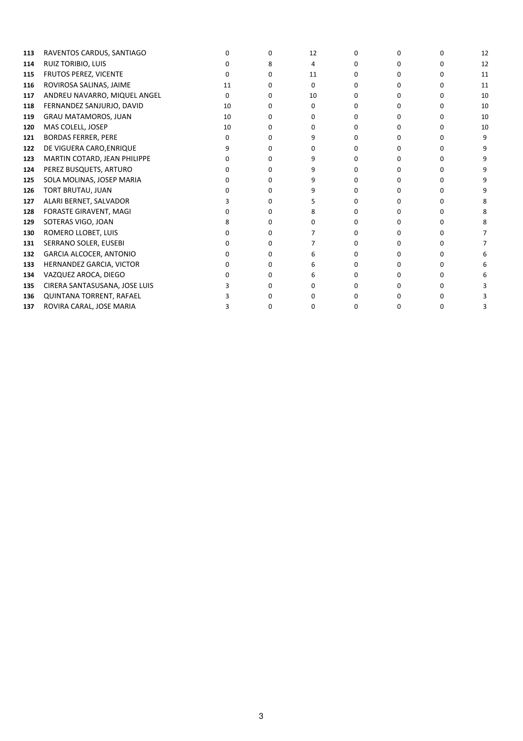| | | | | | | | | |
|---|---|---|---|---|---|---|---|---|
| **113** | RAVENTOS CARDUS, SANTIAGO | 0 | 0 | 12 | 0 | 0 | 0 | 12 |
| **114** | RUIZ TORIBIO, LUIS | 0 | 8 | 4 | 0 | 0 | 0 | 12 |
| **115** | FRUTOS PEREZ, VICENTE | 0 | 0 | 11 | 0 | 0 | 0 | 11 |
| **116** | ROVIROSA SALINAS, JAIME | 11 | 0 | 0 | 0 | 0 | 0 | 11 |
| **117** | ANDREU NAVARRO, MIQUEL ANGEL | 0 | 0 | 10 | 0 | 0 | 0 | 10 |
| **118** | FERNANDEZ SANJURJO, DAVID | 10 | 0 | 0 | 0 | 0 | 0 | 10 |
| **119** | GRAU MATAMOROS, JUAN | 10 | 0 | 0 | 0 | 0 | 0 | 10 |
| **120** | MAS COLELL, JOSEP | 10 | 0 | 0 | 0 | 0 | 0 | 10 |
| **121** | BORDAS FERRER, PERE | 0 | 0 | 9 | 0 | 0 | 0 | 9 |
| **122** | DE VIGUERA CARO,ENRIQUE | 9 | 0 | 0 | 0 | 0 | 0 | 9 |
| **123** | MARTIN COTARD, JEAN PHILIPPE | 0 | 0 | 9 | 0 | 0 | 0 | 9 |
| **124** | PEREZ BUSQUETS, ARTURO | 0 | 0 | 9 | 0 | 0 | 0 | 9 |
| **125** | SOLA MOLINAS, JOSEP MARIA | 0 | 0 | 9 | 0 | 0 | 0 | 9 |
| **126** | TORT BRUTAU, JUAN | 0 | 0 | 9 | 0 | 0 | 0 | 9 |
| **127** | ALARI BERNET, SALVADOR | 3 | 0 | 5 | 0 | 0 | 0 | 8 |
| **128** | FORASTE GIRAVENT, MAGI | 0 | 0 | 8 | 0 | 0 | 0 | 8 |
| **129** | SOTERAS VIGO, JOAN | 8 | 0 | 0 | 0 | 0 | 0 | 8 |
| **130** | ROMERO LLOBET, LUIS | 0 | 0 | 7 | 0 | 0 | 0 | 7 |
| **131** | SERRANO SOLER, EUSEBI | 0 | 0 | 7 | 0 | 0 | 0 | 7 |
| **132** | GARCIA ALCOCER, ANTONIO | 0 | 0 | 6 | 0 | 0 | 0 | 6 |
| **133** | HERNANDEZ GARCIA, VICTOR | 0 | 0 | 6 | 0 | 0 | 0 | 6 |
| **134** | VAZQUEZ AROCA, DIEGO | 0 | 0 | 6 | 0 | 0 | 0 | 6 |
| **135** | CIRERA SANTASUSANA, JOSE LUIS | 3 | 0 | 0 | 0 | 0 | 0 | 3 |
| **136** | QUINTANA TORRENT, RAFAEL | 3 | 0 | 0 | 0 | 0 | 0 | 3 |
| **137** | ROVIRA CARAL, JOSE MARIA | 3 | 0 | 0 | 0 | 0 | 0 | 3 |